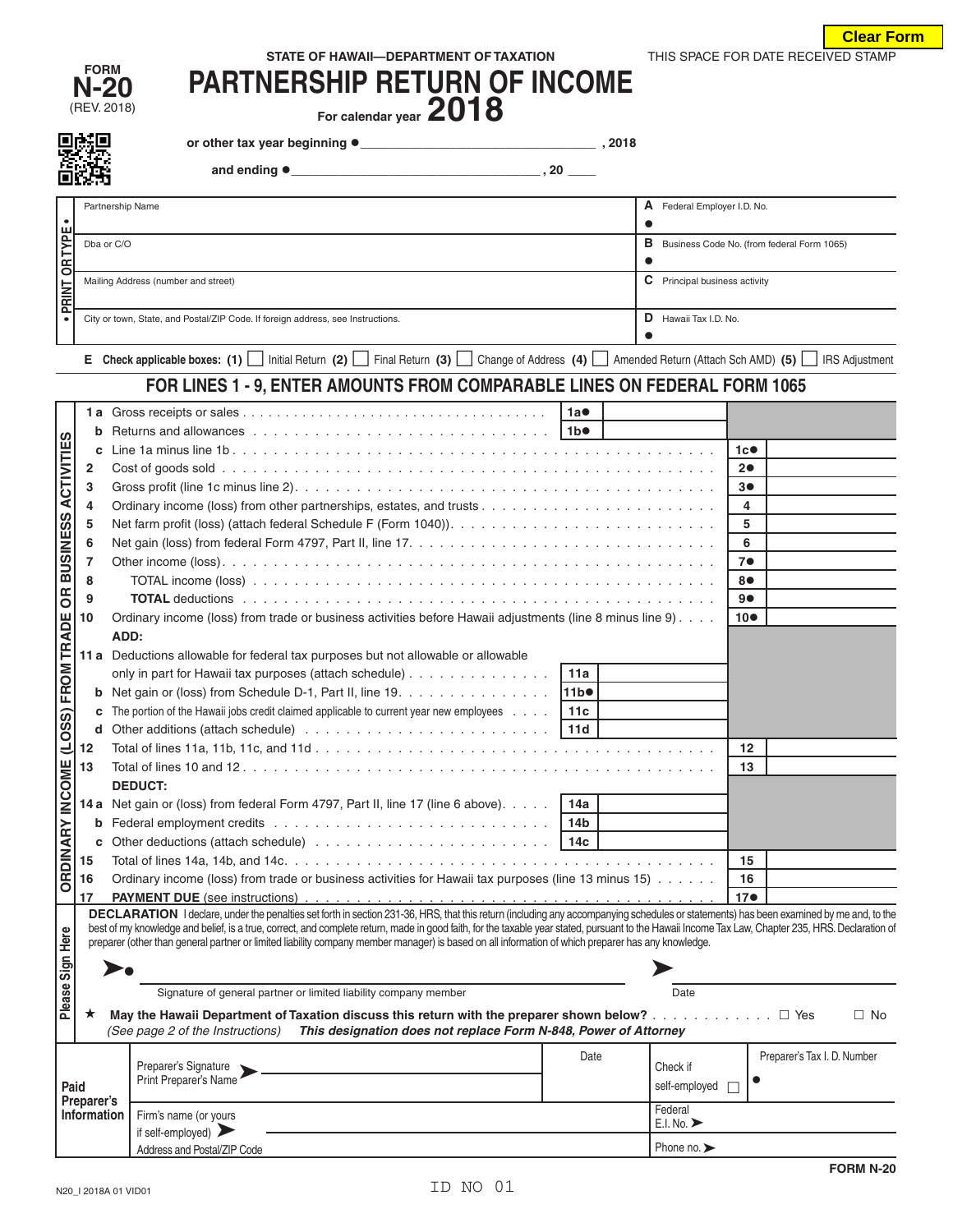FORM **N-20**
(REV. 2018)

STATE OF HAWAII—DEPARTMENT OF TAXATION

# PARTNERSHIP RETURN OF INCOME

For calendar year **2018**

THIS SPACE FOR DATE RECEIVED STAMP

or other tax year beginning ● ______________________ , 2018

and ending ● ______________________ , 20 ____

| • PRINT OR TYPE • | |
|---|---|
| Partnership Name | **A** Federal Employer I.D. No. ● |
| Dba or C/O | **B** Business Code No. (from federal Form 1065) ● |
| Mailing Address (number and street) | **C** Principal business activity |
| City or town, State, and Postal/ZIP Code. If foreign address, see Instructions. | **D** Hawaii Tax I.D. No. ● |

**E Check applicable boxes: (1)** ☐ Initial Return **(2)** ☐ Final Return **(3)** ☐ Change of Address **(4)** ☐ Amended Return (Attach Sch AMD) **(5)** ☐ IRS Adjustment

## FOR LINES 1 - 9, ENTER AMOUNTS FROM COMPARABLE LINES ON FEDERAL FORM 1065

**ORDINARY INCOME (LOSS) FROM TRADE OR BUSINESS ACTIVITIES**

| Line | Description | | | | |
|---|---|---|---|---|---|
| **1 a** | Gross receipts or sales | 1a● | | | |
| **b** | Returns and allowances | 1b● | | | |
| **c** | Line 1a minus line 1b | | | 1c● | |
| **2** | Cost of goods sold | | | 2● | |
| **3** | Gross profit (line 1c minus line 2) | | | 3● | |
| **4** | Ordinary income (loss) from other partnerships, estates, and trusts | | | 4 | |
| **5** | Net farm profit (loss) (attach federal Schedule F (Form 1040)) | | | 5 | |
| **6** | Net gain (loss) from federal Form 4797, Part II, line 17 | | | 6 | |
| **7** | Other income (loss) | | | 7● | |
| **8** | TOTAL income (loss) | | | 8● | |
| **9** | **TOTAL** deductions | | | 9● | |
| **10** | Ordinary income (loss) from trade or business activities before Hawaii adjustments (line 8 minus line 9) | | | 10● | |
| | **ADD:** | | | | |
| **11 a** | Deductions allowable for federal tax purposes but not allowable or allowable only in part for Hawaii tax purposes (attach schedule) | 11a | | | |
| **b** | Net gain or (loss) from Schedule D-1, Part II, line 19 | 11b● | | | |
| **c** | The portion of the Hawaii jobs credit claimed applicable to current year new employees | 11c | | | |
| **d** | Other additions (attach schedule) | 11d | | | |
| **12** | Total of lines 11a, 11b, 11c, and 11d | | | 12 | |
| **13** | Total of lines 10 and 12 | | | 13 | |
| | **DEDUCT:** | | | | |
| **14 a** | Net gain or (loss) from federal Form 4797, Part II, line 17 (line 6 above) | 14a | | | |
| **b** | Federal employment credits | 14b | | | |
| **c** | Other deductions (attach schedule) | 14c | | | |
| **15** | Total of lines 14a, 14b, and 14c | | | 15 | |
| **16** | Ordinary income (loss) from trade or business activities for Hawaii tax purposes (line 13 minus 15) | | | 16 | |
| **17** | **PAYMENT DUE** (see instructions) | | | 17● | |

**Please Sign Here**

**DECLARATION** I declare, under the penalties set forth in section 231-36, HRS, that this return (including any accompanying schedules or statements) has been examined by me and, to the best of my knowledge and belief, is a true, correct, and complete return, made in good faith, for the taxable year stated, pursuant to the Hawaii Income Tax Law, Chapter 235, HRS. Declaration of preparer (other than general partner or limited liability company member manager) is based on all information of which preparer has any knowledge.

➤● ______________________________________ ➤ ______________________

Signature of general partner or limited liability company member — Date

★ **May the Hawaii Department of Taxation discuss this return with the preparer shown below?** ☐ Yes ☐ No
*(See page 2 of the Instructions)* ***This designation does not replace Form N-848, Power of Attorney***

| **Paid Preparer's Information** | | | | |
|---|---|---|---|---|
| | Preparer's Signature ➤ / Print Preparer's Name | Date | Check if self-employed ☐ | Preparer's Tax I. D. Number ● |
| | Firm's name (or yours if self-employed) ➤ / Address and Postal/ZIP Code | | Federal E.I. No. ➤ / Phone no. ➤ | |

**FORM N-20**

N20_I 2018A 01 VID01

ID NO 01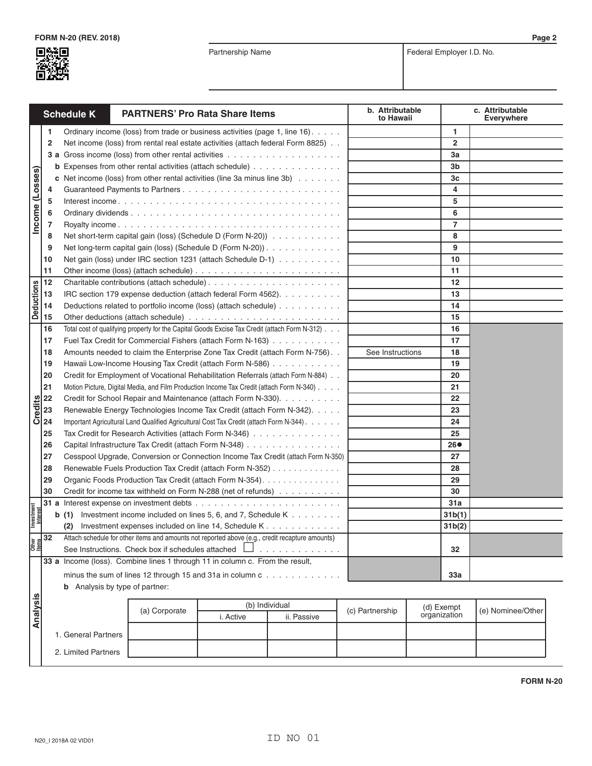Partnership Name | Federal Employer I.D. No.

## Schedule K — PARTNERS' Pro Rata Share Items

| | | | b. Attributable to Hawaii | | c. Attributable Everywhere |
|---|---|---|---|---|---|
| Income (Losses) | 1 | Ordinary income (loss) from trade or business activities (page 1, line 16) | | 1 | |
| | 2 | Net income (loss) from rental real estate activities (attach federal Form 8825) | | 2 | |
| | 3 a | Gross income (loss) from other rental activities | | 3a | |
| | b | Expenses from other rental activities (attach schedule) | | 3b | |
| | c | Net income (loss) from other rental activities (line 3a minus line 3b) | | 3c | |
| | 4 | Guaranteed Payments to Partners | | 4 | |
| | 5 | Interest income | | 5 | |
| | 6 | Ordinary dividends | | 6 | |
| | 7 | Royalty income | | 7 | |
| | 8 | Net short-term capital gain (loss) (Schedule D (Form N-20)) | | 8 | |
| | 9 | Net long-term capital gain (loss) (Schedule D (Form N-20)) | | 9 | |
| | 10 | Net gain (loss) under IRC section 1231 (attach Schedule D-1) | | 10 | |
| | 11 | Other income (loss) (attach schedule) | | 11 | |
| Deductions | 12 | Charitable contributions (attach schedule) | | 12 | |
| | 13 | IRC section 179 expense deduction (attach federal Form 4562) | | 13 | |
| | 14 | Deductions related to portfolio income (loss) (attach schedule) | | 14 | |
| | 15 | Other deductions (attach schedule) | | 15 | |
| Credits | 16 | Total cost of qualifying property for the Capital Goods Excise Tax Credit (attach Form N-312) | | 16 | |
| | 17 | Fuel Tax Credit for Commercial Fishers (attach Form N-163) | | 17 | |
| | 18 | Amounts needed to claim the Enterprise Zone Tax Credit (attach Form N-756) | See Instructions | 18 | |
| | 19 | Hawaii Low-Income Housing Tax Credit (attach Form N-586) | | 19 | |
| | 20 | Credit for Employment of Vocational Rehabilitation Referrals (attach Form N-884) | | 20 | |
| | 21 | Motion Picture, Digital Media, and Film Production Income Tax Credit (attach Form N-340) | | 21 | |
| | 22 | Credit for School Repair and Maintenance (attach Form N-330) | | 22 | |
| | 23 | Renewable Energy Technologies Income Tax Credit (attach Form N-342) | | 23 | |
| | 24 | Important Agricultural Land Qualified Agricultural Cost Tax Credit (attach Form N-344) | | 24 | |
| | 25 | Tax Credit for Research Activities (attach Form N-346) | | 25 | |
| | 26 | Capital Infrastructure Tax Credit (attach Form N-348) | | 26● | |
| | 27 | Cesspool Upgrade, Conversion or Connection Income Tax Credit (attach Form N-350) | | 27 | |
| | 28 | Renewable Fuels Production Tax Credit (attach Form N-352) | | 28 | |
| | 29 | Organic Foods Production Tax Credit (attach Form N-354) | | 29 | |
| | 30 | Credit for income tax withheld on Form N-288 (net of refunds) | | 30 | |
| Investment Interest | 31 a | Interest expense on investment debts | | 31a | |
| | b (1) | Investment income included on lines 5, 6, and 7, Schedule K | | 31b(1) | |
| | (2) | Investment expenses included on line 14, Schedule K | | 31b(2) | |
| Other Items | 32 | Attach schedule for other items and amounts not reported above (e.g., credit recapture amounts) See Instructions. Check box if schedules attached ☐ | | 32 | |
| Analysis | 33 a | Income (loss). Combine lines 1 through 11 in column c. From the result, minus the sum of lines 12 through 15 and 31a in column c | | 33a | |

**b** Analysis by type of partner:

| | (a) Corporate | (b) Individual | | (c) Partnership | (d) Exempt organization | (e) Nominee/Other |
|---|---|---|---|---|---|---|
| | | i. Active | ii. Passive | | | |
| 1. General Partners | | | | | | |
| 2. Limited Partners | | | | | | |

FORM N-20

N20_I 2018A 02 VID01

ID NO 01